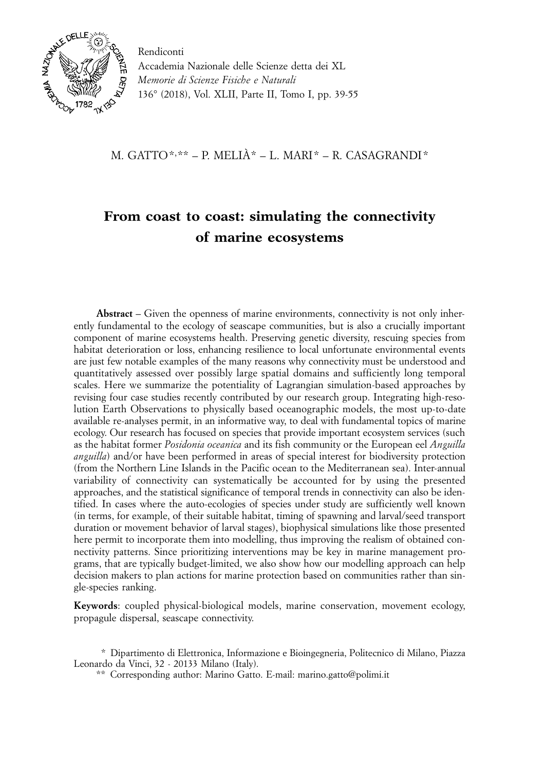Rendiconti
Accademia Nazionale delle Scienze detta dei XL
*Memorie di Scienze Fisiche e Naturali*
136° (2018), Vol. XLII, Parte II, Tomo I, pp. 39-55

M. GATTO*,** – P. MELIÀ* – L. MARI* – R. CASAGRANDI*

# From coast to coast: simulating the connectivity of marine ecosystems

**Abstract** – Given the openness of marine environments, connectivity is not only inherently fundamental to the ecology of seascape communities, but is also a crucially important component of marine ecosystems health. Preserving genetic diversity, rescuing species from habitat deterioration or loss, enhancing resilience to local unfortunate environmental events are just few notable examples of the many reasons why connectivity must be understood and quantitatively assessed over possibly large spatial domains and sufficiently long temporal scales. Here we summarize the potentiality of Lagrangian simulation-based approaches by revising four case studies recently contributed by our research group. Integrating high-resolution Earth Observations to physically based oceanographic models, the most up-to-date available re-analyses permit, in an informative way, to deal with fundamental topics of marine ecology. Our research has focused on species that provide important ecosystem services (such as the habitat former *Posidonia oceanica* and its fish community or the European eel *Anguilla anguilla*) and/or have been performed in areas of special interest for biodiversity protection (from the Northern Line Islands in the Pacific ocean to the Mediterranean sea). Inter-annual variability of connectivity can systematically be accounted for by using the presented approaches, and the statistical significance of temporal trends in connectivity can also be identified. In cases where the auto-ecologies of species under study are sufficiently well known (in terms, for example, of their suitable habitat, timing of spawning and larval/seed transport duration or movement behavior of larval stages), biophysical simulations like those presented here permit to incorporate them into modelling, thus improving the realism of obtained connectivity patterns. Since prioritizing interventions may be key in marine management programs, that are typically budget-limited, we also show how our modelling approach can help decision makers to plan actions for marine protection based on communities rather than single-species ranking.

**Keywords**: coupled physical-biological models, marine conservation, movement ecology, propagule dispersal, seascape connectivity.

\* Dipartimento di Elettronica, Informazione e Bioingegneria, Politecnico di Milano, Piazza Leonardo da Vinci, 32 - 20133 Milano (Italy).

\*\* Corresponding author: Marino Gatto. E-mail: marino.gatto@polimi.it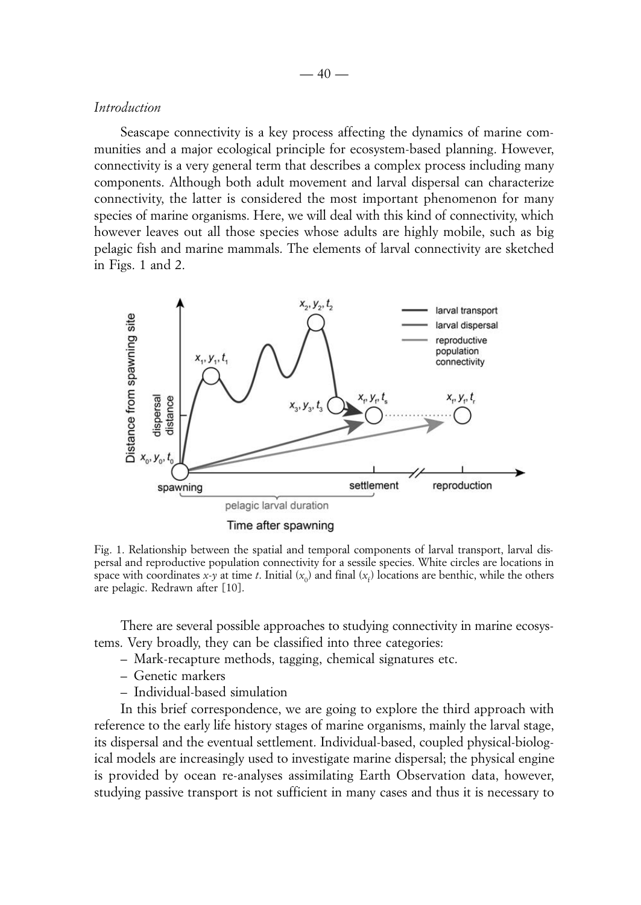*Introduction*

Seascape connectivity is a key process affecting the dynamics of marine communities and a major ecological principle for ecosystem-based planning. However, connectivity is a very general term that describes a complex process including many components. Although both adult movement and larval dispersal can characterize connectivity, the latter is considered the most important phenomenon for many species of marine organisms. Here, we will deal with this kind of connectivity, which however leaves out all those species whose adults are highly mobile, such as big pelagic fish and marine mammals. The elements of larval connectivity are sketched in Figs. 1 and 2.

Fig. 1. Relationship between the spatial and temporal components of larval transport, larval dispersal and reproductive population connectivity for a sessile species. White circles are locations in space with coordinates *x*-*y* at time *t*. Initial ($x_0$) and final ($x_f$) locations are benthic, while the others are pelagic. Redrawn after [10].

There are several possible approaches to studying connectivity in marine ecosystems. Very broadly, they can be classified into three categories:

– Mark-recapture methods, tagging, chemical signatures etc.
– Genetic markers
– Individual-based simulation

In this brief correspondence, we are going to explore the third approach with reference to the early life history stages of marine organisms, mainly the larval stage, its dispersal and the eventual settlement. Individual-based, coupled physical-biological models are increasingly used to investigate marine dispersal; the physical engine is provided by ocean re-analyses assimilating Earth Observation data, however, studying passive transport is not sufficient in many cases and thus it is necessary to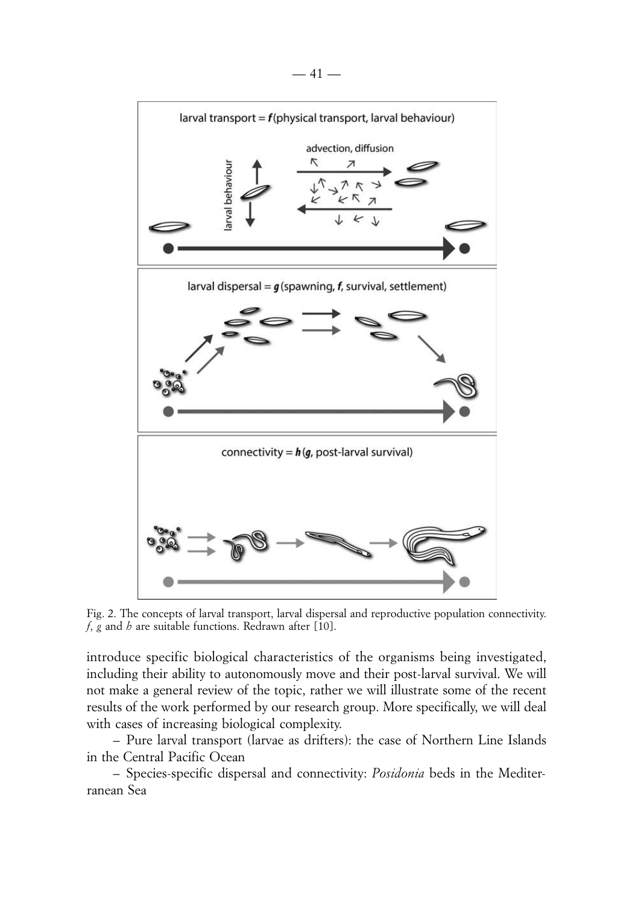larval transport = ***f***(physical transport, larval behaviour)

advection, diffusion

larval behaviour

larval dispersal = ***g***(spawning, ***f***, survival, settlement)

connectivity = ***h***(***g***, post-larval survival)

Fig. 2. The concepts of larval transport, larval dispersal and reproductive population connectivity. *f*, *g* and *h* are suitable functions. Redrawn after [10].

introduce specific biological characteristics of the organisms being investigated, including their ability to autonomously move and their post-larval survival. We will not make a general review of the topic, rather we will illustrate some of the recent results of the work performed by our research group. More specifically, we will deal with cases of increasing biological complexity.

– Pure larval transport (larvae as drifters): the case of Northern Line Islands in the Central Pacific Ocean

– Species-specific dispersal and connectivity: *Posidonia* beds in the Mediterranean Sea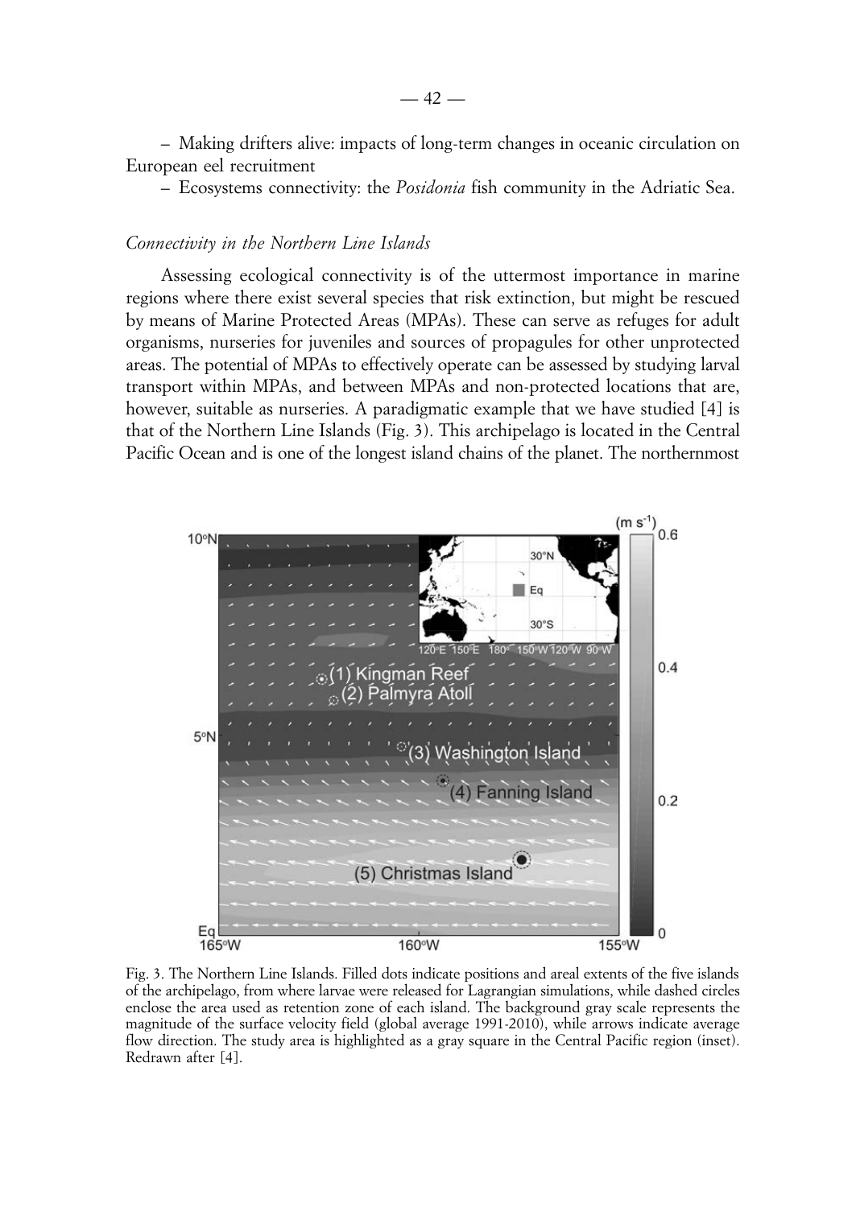– Making drifters alive: impacts of long-term changes in oceanic circulation on European eel recruitment

– Ecosystems connectivity: the *Posidonia* fish community in the Adriatic Sea.

*Connectivity in the Northern Line Islands*

Assessing ecological connectivity is of the uttermost importance in marine regions where there exist several species that risk extinction, but might be rescued by means of Marine Protected Areas (MPAs). These can serve as refuges for adult organisms, nurseries for juveniles and sources of propagules for other unprotected areas. The potential of MPAs to effectively operate can be assessed by studying larval transport within MPAs, and between MPAs and non-protected locations that are, however, suitable as nurseries. A paradigmatic example that we have studied [4] is that of the Northern Line Islands (Fig. 3). This archipelago is located in the Central Pacific Ocean and is one of the longest island chains of the planet. The northernmost

Fig. 3. The Northern Line Islands. Filled dots indicate positions and areal extents of the five islands of the archipelago, from where larvae were released for Lagrangian simulations, while dashed circles enclose the area used as retention zone of each island. The background gray scale represents the magnitude of the surface velocity field (global average 1991-2010), while arrows indicate average flow direction. The study area is highlighted as a gray square in the Central Pacific region (inset). Redrawn after [4].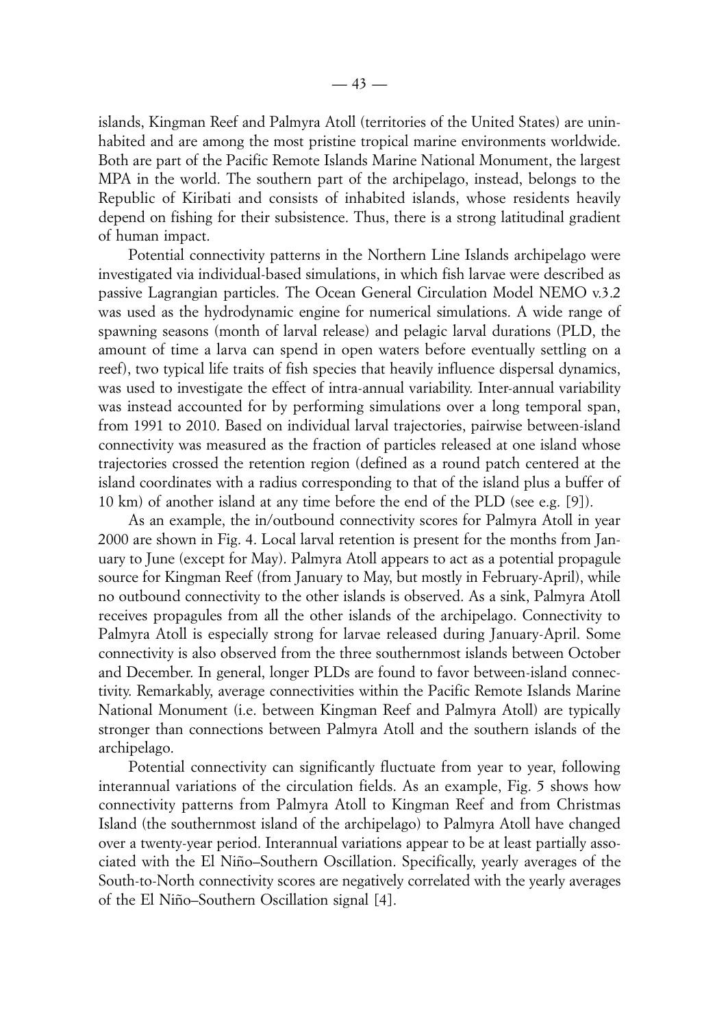islands, Kingman Reef and Palmyra Atoll (territories of the United States) are uninhabited and are among the most pristine tropical marine environments worldwide. Both are part of the Pacific Remote Islands Marine National Monument, the largest MPA in the world. The southern part of the archipelago, instead, belongs to the Republic of Kiribati and consists of inhabited islands, whose residents heavily depend on fishing for their subsistence. Thus, there is a strong latitudinal gradient of human impact.

Potential connectivity patterns in the Northern Line Islands archipelago were investigated via individual-based simulations, in which fish larvae were described as passive Lagrangian particles. The Ocean General Circulation Model NEMO v.3.2 was used as the hydrodynamic engine for numerical simulations. A wide range of spawning seasons (month of larval release) and pelagic larval durations (PLD, the amount of time a larva can spend in open waters before eventually settling on a reef), two typical life traits of fish species that heavily influence dispersal dynamics, was used to investigate the effect of intra-annual variability. Inter-annual variability was instead accounted for by performing simulations over a long temporal span, from 1991 to 2010. Based on individual larval trajectories, pairwise between-island connectivity was measured as the fraction of particles released at one island whose trajectories crossed the retention region (defined as a round patch centered at the island coordinates with a radius corresponding to that of the island plus a buffer of 10 km) of another island at any time before the end of the PLD (see e.g. [9]).

As an example, the in/outbound connectivity scores for Palmyra Atoll in year 2000 are shown in Fig. 4. Local larval retention is present for the months from January to June (except for May). Palmyra Atoll appears to act as a potential propagule source for Kingman Reef (from January to May, but mostly in February-April), while no outbound connectivity to the other islands is observed. As a sink, Palmyra Atoll receives propagules from all the other islands of the archipelago. Connectivity to Palmyra Atoll is especially strong for larvae released during January-April. Some connectivity is also observed from the three southernmost islands between October and December. In general, longer PLDs are found to favor between-island connectivity. Remarkably, average connectivities within the Pacific Remote Islands Marine National Monument (i.e. between Kingman Reef and Palmyra Atoll) are typically stronger than connections between Palmyra Atoll and the southern islands of the archipelago.

Potential connectivity can significantly fluctuate from year to year, following interannual variations of the circulation fields. As an example, Fig. 5 shows how connectivity patterns from Palmyra Atoll to Kingman Reef and from Christmas Island (the southernmost island of the archipelago) to Palmyra Atoll have changed over a twenty-year period. Interannual variations appear to be at least partially associated with the El Niño–Southern Oscillation. Specifically, yearly averages of the South-to-North connectivity scores are negatively correlated with the yearly averages of the El Niño–Southern Oscillation signal [4].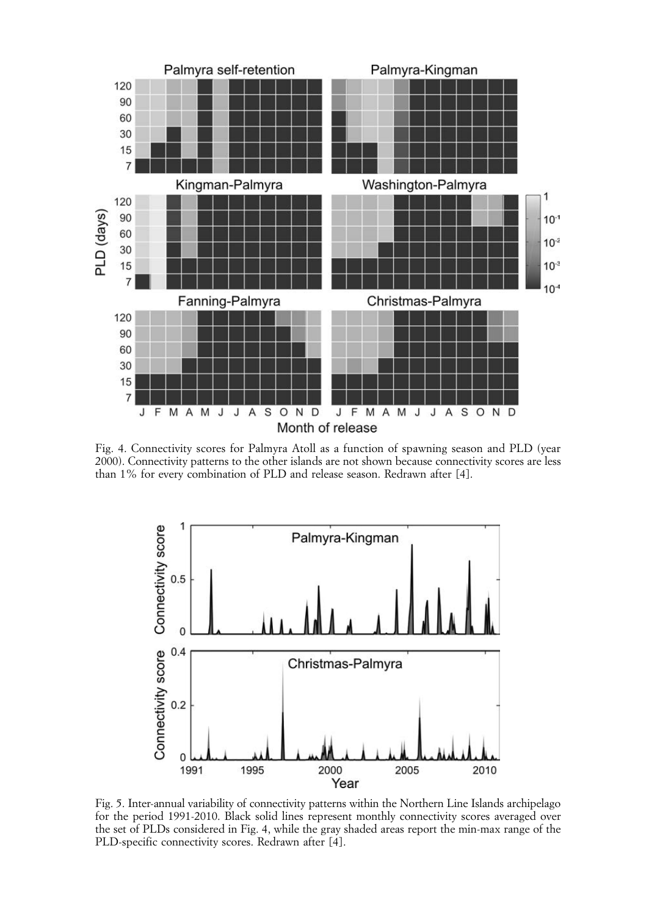Fig. 4. Connectivity scores for Palmyra Atoll as a function of spawning season and PLD (year 2000). Connectivity patterns to the other islands are not shown because connectivity scores are less than 1% for every combination of PLD and release season. Redrawn after [4].

Fig. 5. Inter-annual variability of connectivity patterns within the Northern Line Islands archipelago for the period 1991-2010. Black solid lines represent monthly connectivity scores averaged over the set of PLDs considered in Fig. 4, while the gray shaded areas report the min-max range of the PLD-specific connectivity scores. Redrawn after [4].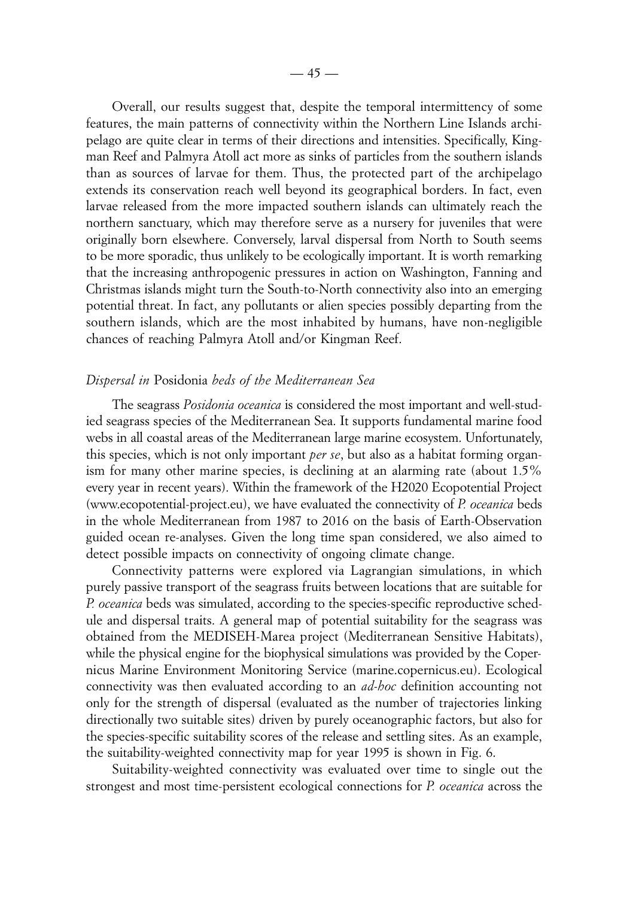Overall, our results suggest that, despite the temporal intermittency of some features, the main patterns of connectivity within the Northern Line Islands archipelago are quite clear in terms of their directions and intensities. Specifically, Kingman Reef and Palmyra Atoll act more as sinks of particles from the southern islands than as sources of larvae for them. Thus, the protected part of the archipelago extends its conservation reach well beyond its geographical borders. In fact, even larvae released from the more impacted southern islands can ultimately reach the northern sanctuary, which may therefore serve as a nursery for juveniles that were originally born elsewhere. Conversely, larval dispersal from North to South seems to be more sporadic, thus unlikely to be ecologically important. It is worth remarking that the increasing anthropogenic pressures in action on Washington, Fanning and Christmas islands might turn the South-to-North connectivity also into an emerging potential threat. In fact, any pollutants or alien species possibly departing from the southern islands, which are the most inhabited by humans, have non-negligible chances of reaching Palmyra Atoll and/or Kingman Reef.

### *Dispersal in* Posidonia *beds of the Mediterranean Sea*

The seagrass *Posidonia oceanica* is considered the most important and well-studied seagrass species of the Mediterranean Sea. It supports fundamental marine food webs in all coastal areas of the Mediterranean large marine ecosystem. Unfortunately, this species, which is not only important *per se*, but also as a habitat forming organism for many other marine species, is declining at an alarming rate (about 1.5% every year in recent years). Within the framework of the H2020 Ecopotential Project (www.ecopotential-project.eu), we have evaluated the connectivity of *P. oceanica* beds in the whole Mediterranean from 1987 to 2016 on the basis of Earth-Observation guided ocean re-analyses. Given the long time span considered, we also aimed to detect possible impacts on connectivity of ongoing climate change.

Connectivity patterns were explored via Lagrangian simulations, in which purely passive transport of the seagrass fruits between locations that are suitable for *P. oceanica* beds was simulated, according to the species-specific reproductive schedule and dispersal traits. A general map of potential suitability for the seagrass was obtained from the MEDISEH-Marea project (Mediterranean Sensitive Habitats), while the physical engine for the biophysical simulations was provided by the Copernicus Marine Environment Monitoring Service (marine.copernicus.eu). Ecological connectivity was then evaluated according to an *ad-hoc* definition accounting not only for the strength of dispersal (evaluated as the number of trajectories linking directionally two suitable sites) driven by purely oceanographic factors, but also for the species-specific suitability scores of the release and settling sites. As an example, the suitability-weighted connectivity map for year 1995 is shown in Fig. 6.

Suitability-weighted connectivity was evaluated over time to single out the strongest and most time-persistent ecological connections for *P. oceanica* across the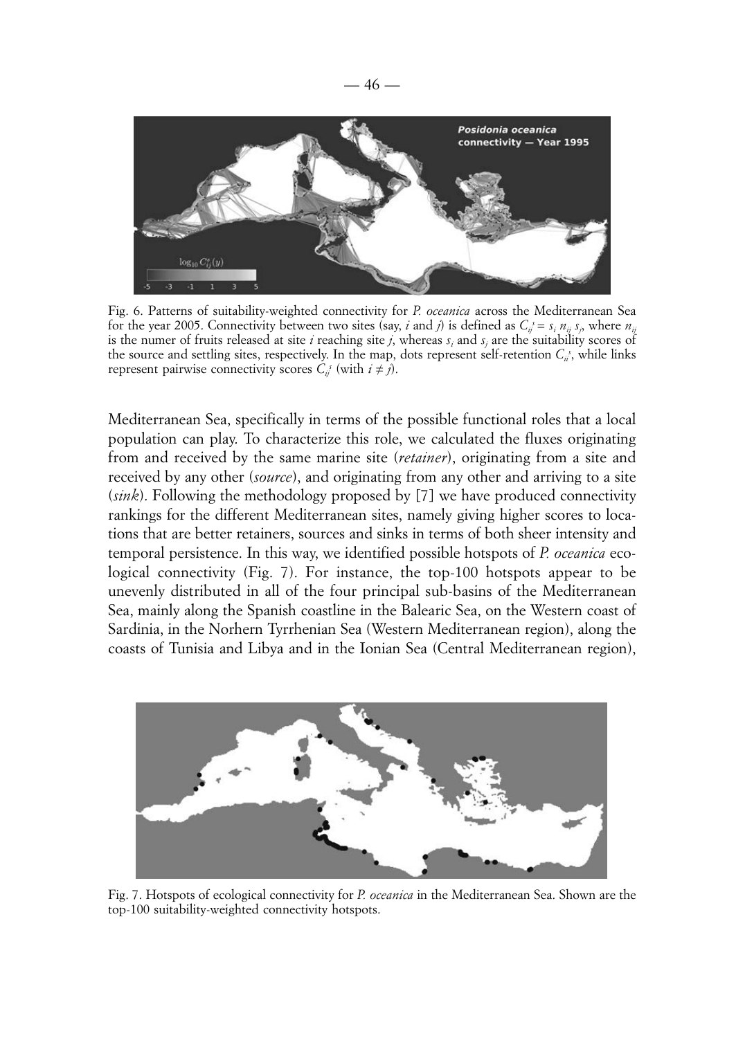Fig. 6. Patterns of suitability-weighted connectivity for *P. oceanica* across the Mediterranean Sea for the year 2005. Connectivity between two sites (say, $i$ and $j$) is defined as $C_{ij}^s = s_i\, n_{ij}\, s_j$, where $n_{ij}$ is the numer of fruits released at site $i$ reaching site $j$, whereas $s_i$ and $s_j$ are the suitability scores of the source and settling sites, respectively. In the map, dots represent self-retention $C_{ii}^s$, while links represent pairwise connectivity scores $C_{ij}^s$ (with $i \neq j$).

Mediterranean Sea, specifically in terms of the possible functional roles that a local population can play. To characterize this role, we calculated the fluxes originating from and received by the same marine site (*retainer*), originating from a site and received by any other (*source*), and originating from any other and arriving to a site (*sink*). Following the methodology proposed by [7] we have produced connectivity rankings for the different Mediterranean sites, namely giving higher scores to locations that are better retainers, sources and sinks in terms of both sheer intensity and temporal persistence. In this way, we identified possible hotspots of *P. oceanica* ecological connectivity (Fig. 7). For instance, the top-100 hotspots appear to be unevenly distributed in all of the four principal sub-basins of the Mediterranean Sea, mainly along the Spanish coastline in the Balearic Sea, on the Western coast of Sardinia, in the Norhern Tyrrhenian Sea (Western Mediterranean region), along the coasts of Tunisia and Libya and in the Ionian Sea (Central Mediterranean region),

Fig. 7. Hotspots of ecological connectivity for *P. oceanica* in the Mediterranean Sea. Shown are the top-100 suitability-weighted connectivity hotspots.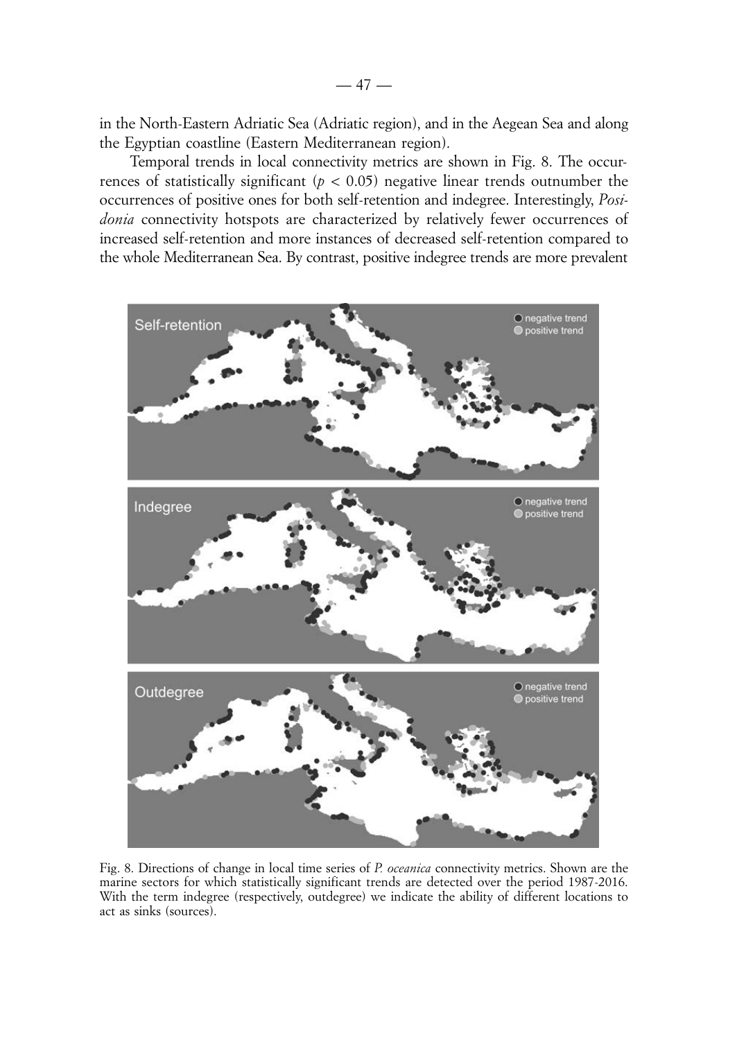in the North-Eastern Adriatic Sea (Adriatic region), and in the Aegean Sea and along the Egyptian coastline (Eastern Mediterranean region).

Temporal trends in local connectivity metrics are shown in Fig. 8. The occurrences of statistically significant ($p < 0.05$) negative linear trends outnumber the occurrences of positive ones for both self-retention and indegree. Interestingly, *Posidonia* connectivity hotspots are characterized by relatively fewer occurrences of increased self-retention and more instances of decreased self-retention compared to the whole Mediterranean Sea. By contrast, positive indegree trends are more prevalent

Fig. 8. Directions of change in local time series of *P. oceanica* connectivity metrics. Shown are the marine sectors for which statistically significant trends are detected over the period 1987-2016. With the term indegree (respectively, outdegree) we indicate the ability of different locations to act as sinks (sources).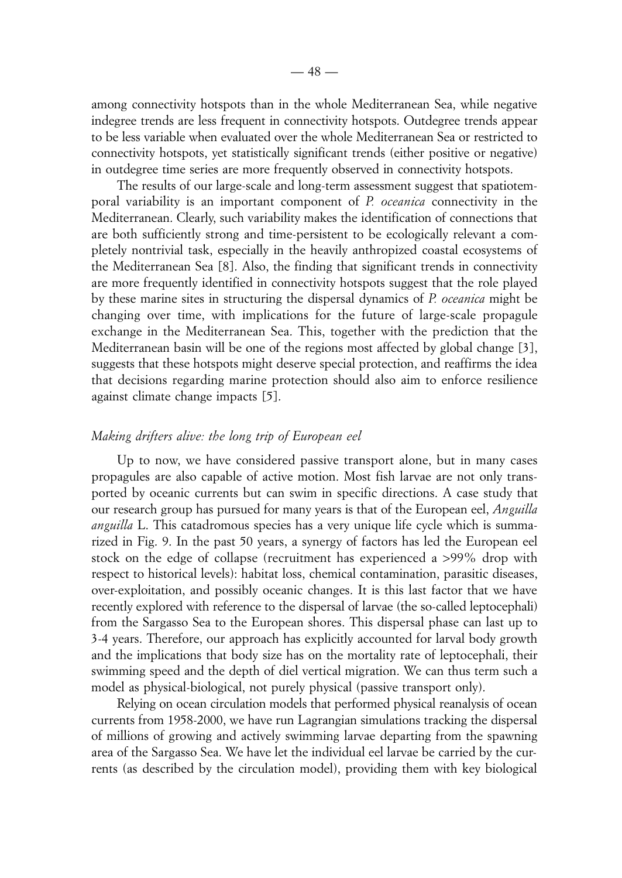among connectivity hotspots than in the whole Mediterranean Sea, while negative indegree trends are less frequent in connectivity hotspots. Outdegree trends appear to be less variable when evaluated over the whole Mediterranean Sea or restricted to connectivity hotspots, yet statistically significant trends (either positive or negative) in outdegree time series are more frequently observed in connectivity hotspots.

The results of our large-scale and long-term assessment suggest that spatiotemporal variability is an important component of *P. oceanica* connectivity in the Mediterranean. Clearly, such variability makes the identification of connections that are both sufficiently strong and time-persistent to be ecologically relevant a completely nontrivial task, especially in the heavily anthropized coastal ecosystems of the Mediterranean Sea [8]. Also, the finding that significant trends in connectivity are more frequently identified in connectivity hotspots suggest that the role played by these marine sites in structuring the dispersal dynamics of *P. oceanica* might be changing over time, with implications for the future of large-scale propagule exchange in the Mediterranean Sea. This, together with the prediction that the Mediterranean basin will be one of the regions most affected by global change [3], suggests that these hotspots might deserve special protection, and reaffirms the idea that decisions regarding marine protection should also aim to enforce resilience against climate change impacts [5].

### *Making drifters alive: the long trip of European eel*

Up to now, we have considered passive transport alone, but in many cases propagules are also capable of active motion. Most fish larvae are not only transported by oceanic currents but can swim in specific directions. A case study that our research group has pursued for many years is that of the European eel, *Anguilla anguilla* L. This catadromous species has a very unique life cycle which is summarized in Fig. 9. In the past 50 years, a synergy of factors has led the European eel stock on the edge of collapse (recruitment has experienced a >99% drop with respect to historical levels): habitat loss, chemical contamination, parasitic diseases, over-exploitation, and possibly oceanic changes. It is this last factor that we have recently explored with reference to the dispersal of larvae (the so-called leptocephali) from the Sargasso Sea to the European shores. This dispersal phase can last up to 3-4 years. Therefore, our approach has explicitly accounted for larval body growth and the implications that body size has on the mortality rate of leptocephali, their swimming speed and the depth of diel vertical migration. We can thus term such a model as physical-biological, not purely physical (passive transport only).

Relying on ocean circulation models that performed physical reanalysis of ocean currents from 1958-2000, we have run Lagrangian simulations tracking the dispersal of millions of growing and actively swimming larvae departing from the spawning area of the Sargasso Sea. We have let the individual eel larvae be carried by the currents (as described by the circulation model), providing them with key biological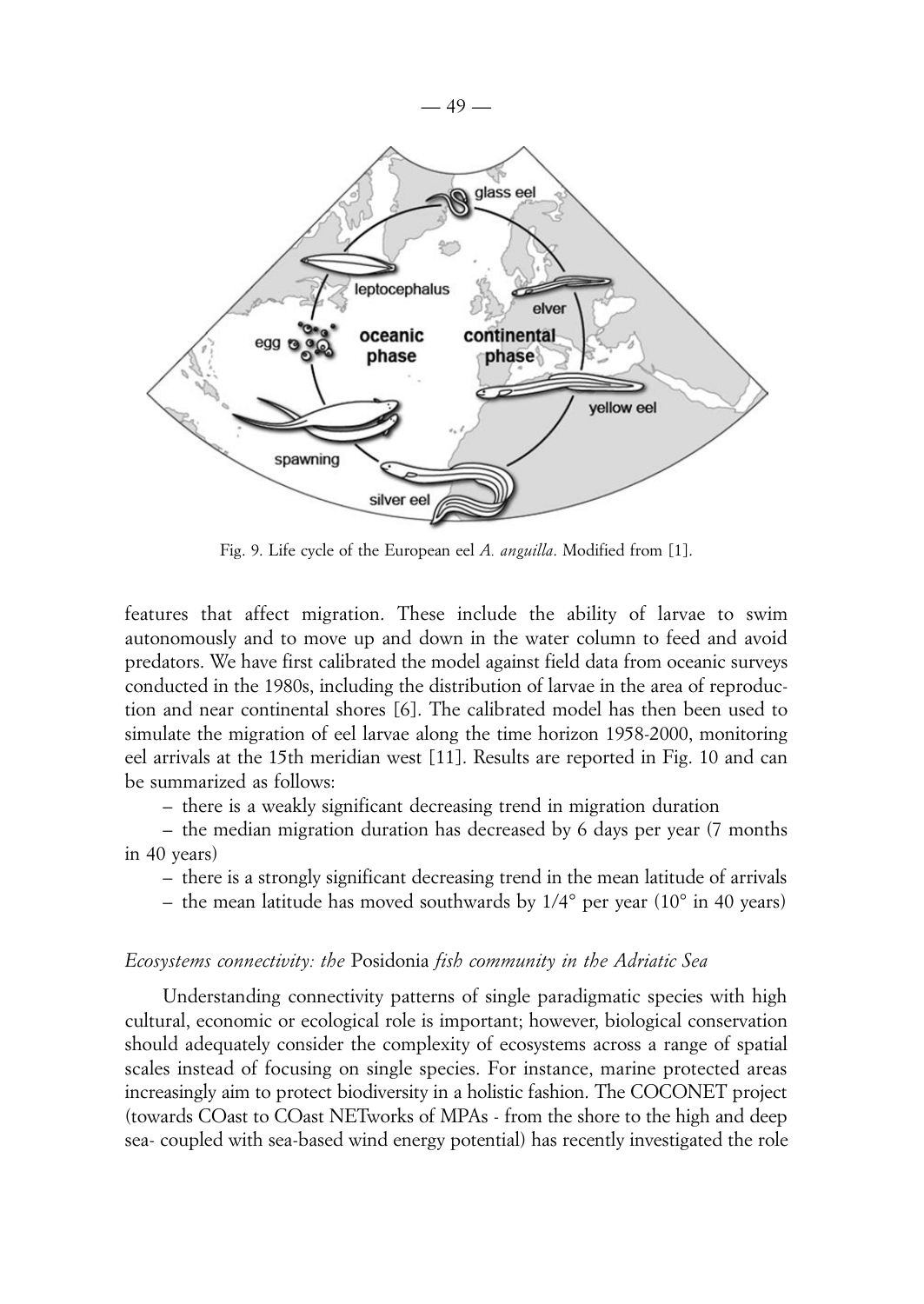Fig. 9. Life cycle of the European eel *A. anguilla*. Modified from [1].

features that affect migration. These include the ability of larvae to swim autonomously and to move up and down in the water column to feed and avoid predators. We have first calibrated the model against field data from oceanic surveys conducted in the 1980s, including the distribution of larvae in the area of reproduction and near continental shores [6]. The calibrated model has then been used to simulate the migration of eel larvae along the time horizon 1958-2000, monitoring eel arrivals at the 15th meridian west [11]. Results are reported in Fig. 10 and can be summarized as follows:

– there is a weakly significant decreasing trend in migration duration

– the median migration duration has decreased by 6 days per year (7 months in 40 years)

– there is a strongly significant decreasing trend in the mean latitude of arrivals

– the mean latitude has moved southwards by 1/4° per year (10° in 40 years)

### *Ecosystems connectivity: the* Posidonia *fish community in the Adriatic Sea*

Understanding connectivity patterns of single paradigmatic species with high cultural, economic or ecological role is important; however, biological conservation should adequately consider the complexity of ecosystems across a range of spatial scales instead of focusing on single species. For instance, marine protected areas increasingly aim to protect biodiversity in a holistic fashion. The COCONET project (towards COast to COast NETworks of MPAs - from the shore to the high and deep sea- coupled with sea-based wind energy potential) has recently investigated the role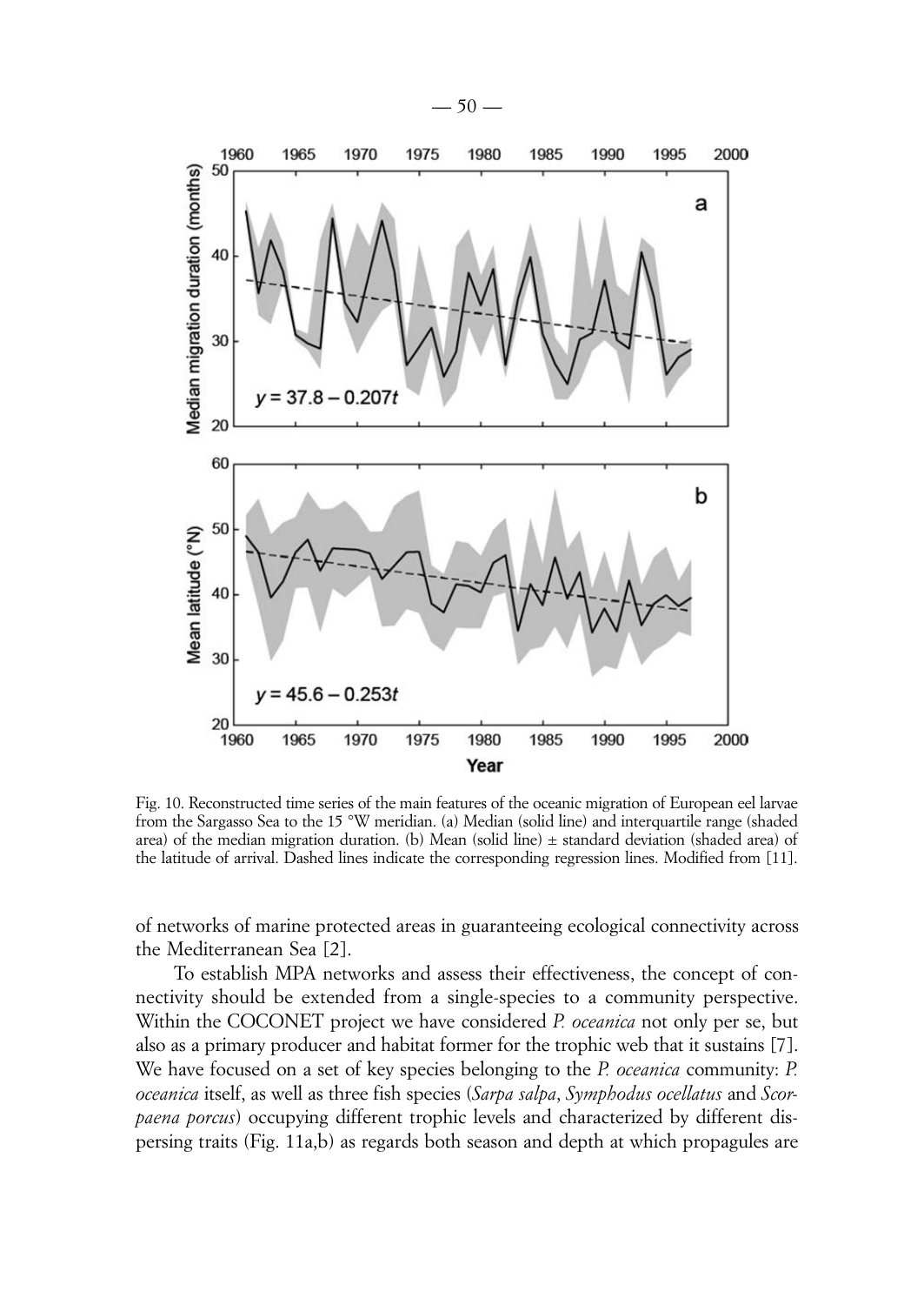Fig. 10. Reconstructed time series of the main features of the oceanic migration of European eel larvae from the Sargasso Sea to the 15 °W meridian. (a) Median (solid line) and interquartile range (shaded area) of the median migration duration. (b) Mean (solid line) ± standard deviation (shaded area) of the latitude of arrival. Dashed lines indicate the corresponding regression lines. Modified from [11].

of networks of marine protected areas in guaranteeing ecological connectivity across the Mediterranean Sea [2].

To establish MPA networks and assess their effectiveness, the concept of connectivity should be extended from a single-species to a community perspective. Within the COCONET project we have considered *P. oceanica* not only per se, but also as a primary producer and habitat former for the trophic web that it sustains [7]. We have focused on a set of key species belonging to the *P. oceanica* community: *P. oceanica* itself, as well as three fish species (*Sarpa salpa*, *Symphodus ocellatus* and *Scorpaena porcus*) occupying different trophic levels and characterized by different dispersing traits (Fig. 11a,b) as regards both season and depth at which propagules are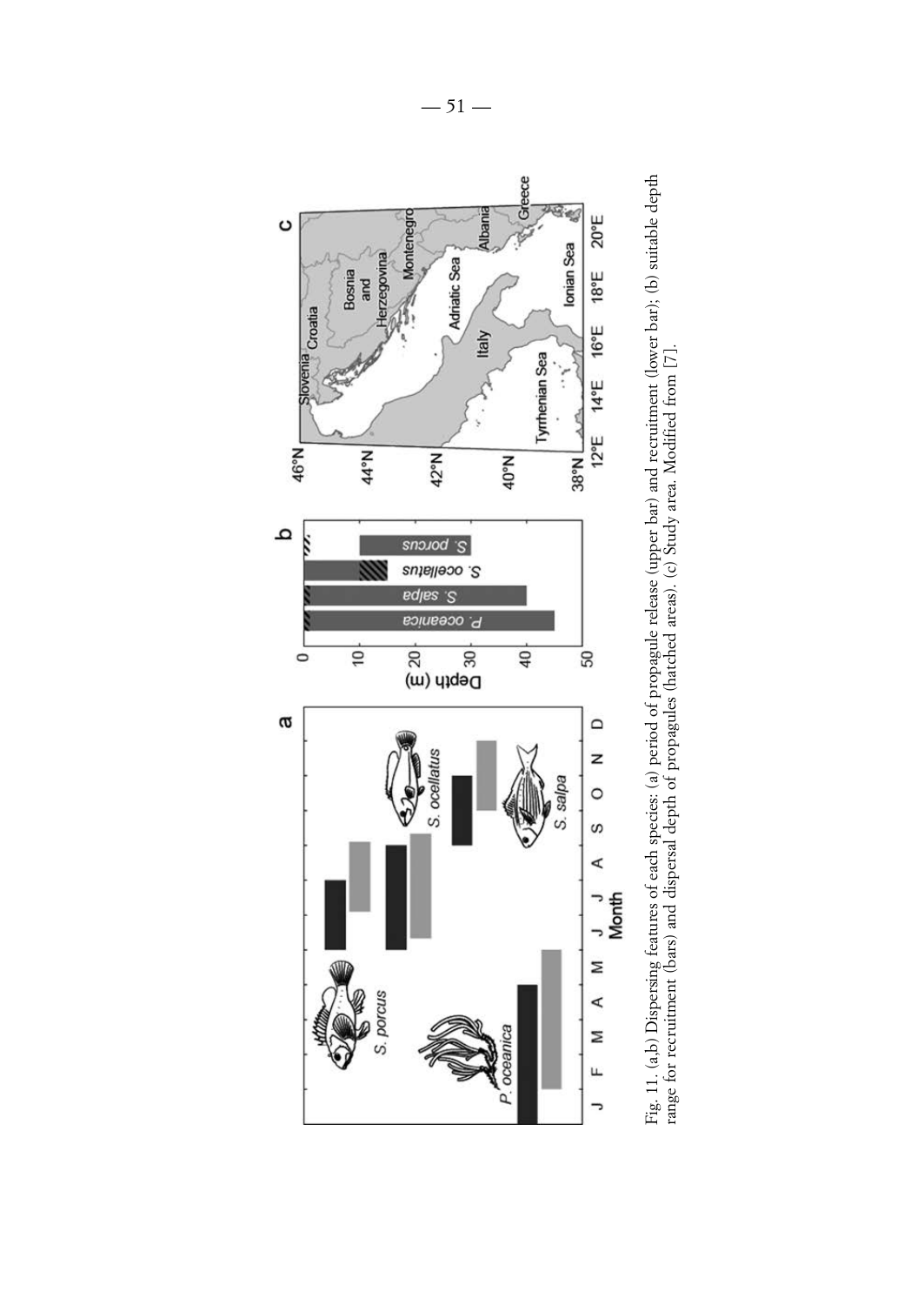Fig. 11. (a,b) Dispersing features of each species: (a) period of propagule release (upper bar) and recruitment (lower bar); (b) suitable depth range for recruitment (bars) and dispersal depth of propagules (hatched areas). (c) Study area. Modified from [7].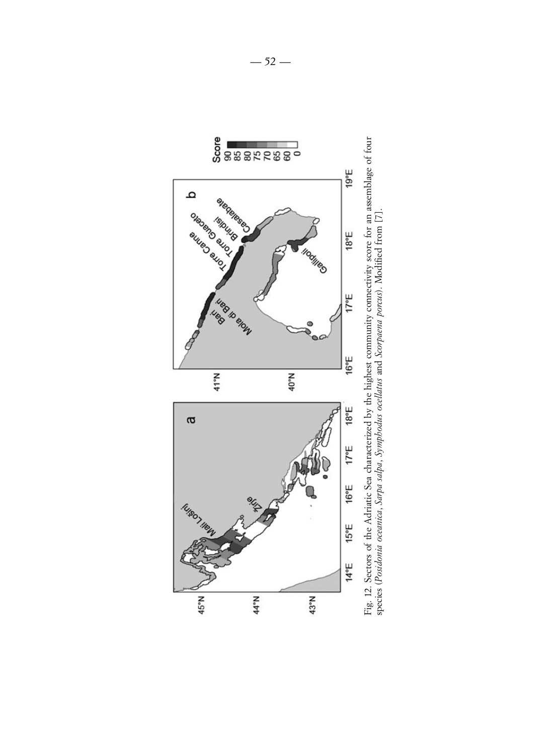Fig. 12. Sectors of the Adriatic Sea characterized by the highest community connectivity score for an assemblage of four species (*Posidonia oceanica*, *Sarpa salpa*, *Symphodus ocellatus* and *Scorpaena porcus*). Modified from [7].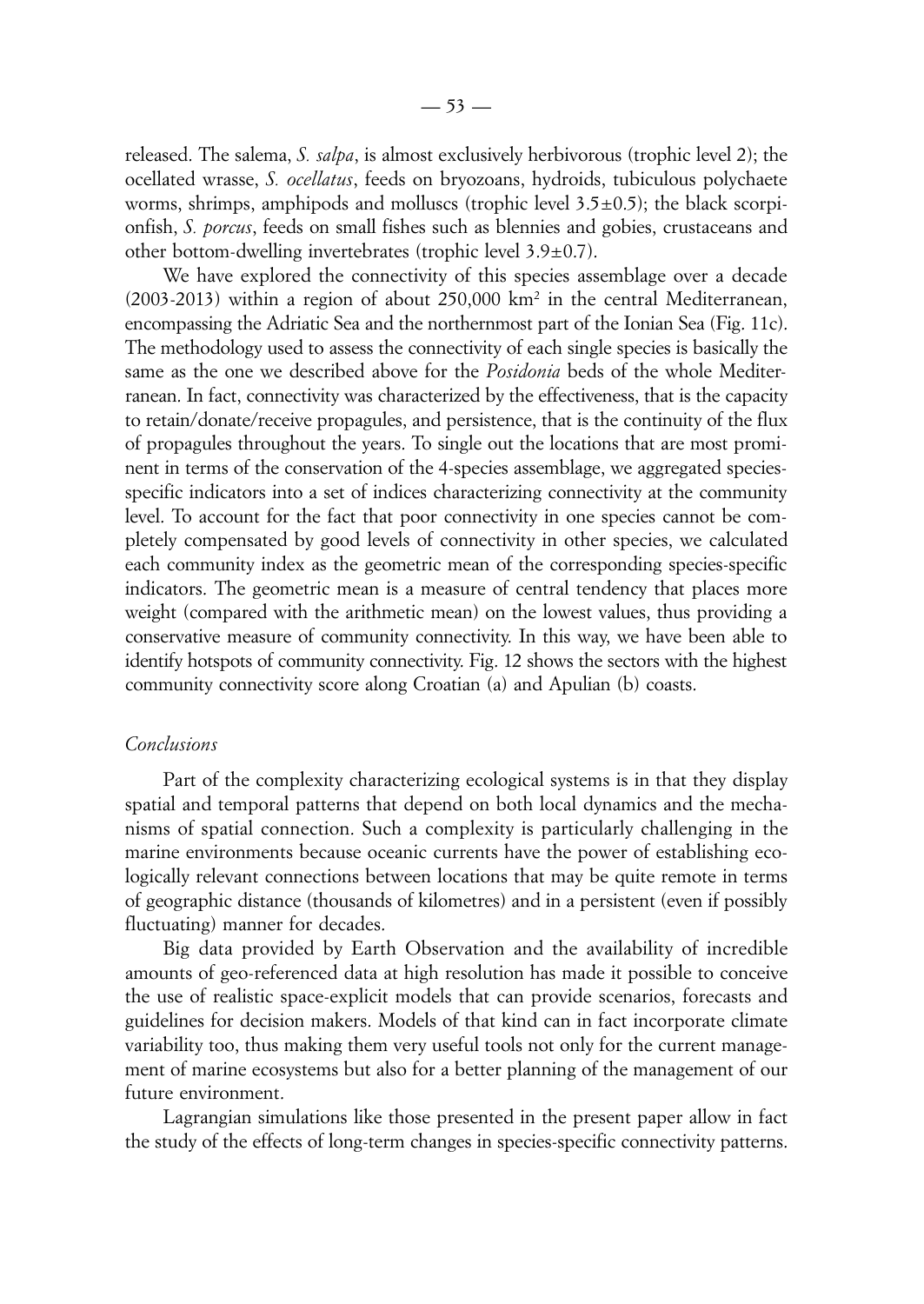released. The salema, *S. salpa*, is almost exclusively herbivorous (trophic level 2); the ocellated wrasse, *S. ocellatus*, feeds on bryozoans, hydroids, tubiculous polychaete worms, shrimps, amphipods and molluscs (trophic level $3.5 \pm 0.5$); the black scorpionfish, *S. porcus*, feeds on small fishes such as blennies and gobies, crustaceans and other bottom-dwelling invertebrates (trophic level $3.9 \pm 0.7$).

We have explored the connectivity of this species assemblage over a decade (2003-2013) within a region of about 250,000 $km^2$ in the central Mediterranean, encompassing the Adriatic Sea and the northernmost part of the Ionian Sea (Fig. 11c). The methodology used to assess the connectivity of each single species is basically the same as the one we described above for the *Posidonia* beds of the whole Mediterranean. In fact, connectivity was characterized by the effectiveness, that is the capacity to retain/donate/receive propagules, and persistence, that is the continuity of the flux of propagules throughout the years. To single out the locations that are most prominent in terms of the conservation of the 4-species assemblage, we aggregated species-specific indicators into a set of indices characterizing connectivity at the community level. To account for the fact that poor connectivity in one species cannot be completely compensated by good levels of connectivity in other species, we calculated each community index as the geometric mean of the corresponding species-specific indicators. The geometric mean is a measure of central tendency that places more weight (compared with the arithmetic mean) on the lowest values, thus providing a conservative measure of community connectivity. In this way, we have been able to identify hotspots of community connectivity. Fig. 12 shows the sectors with the highest community connectivity score along Croatian (a) and Apulian (b) coasts.

### *Conclusions*

Part of the complexity characterizing ecological systems is in that they display spatial and temporal patterns that depend on both local dynamics and the mechanisms of spatial connection. Such a complexity is particularly challenging in the marine environments because oceanic currents have the power of establishing ecologically relevant connections between locations that may be quite remote in terms of geographic distance (thousands of kilometres) and in a persistent (even if possibly fluctuating) manner for decades.

Big data provided by Earth Observation and the availability of incredible amounts of geo-referenced data at high resolution has made it possible to conceive the use of realistic space-explicit models that can provide scenarios, forecasts and guidelines for decision makers. Models of that kind can in fact incorporate climate variability too, thus making them very useful tools not only for the current management of marine ecosystems but also for a better planning of the management of our future environment.

Lagrangian simulations like those presented in the present paper allow in fact the study of the effects of long-term changes in species-specific connectivity patterns.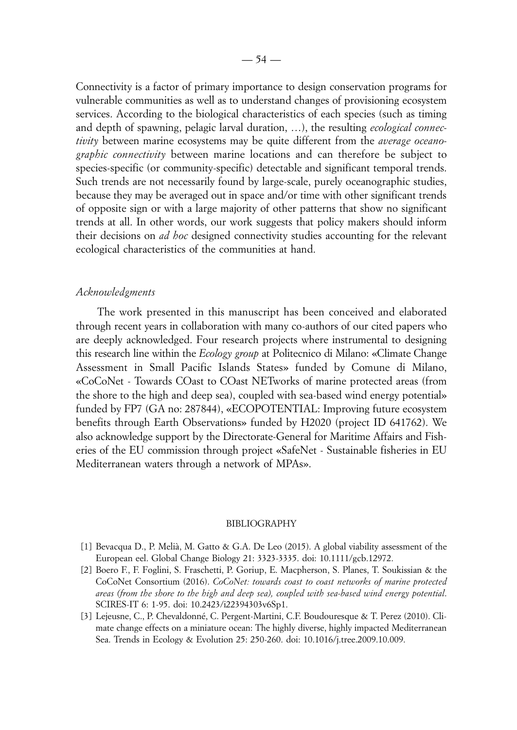Connectivity is a factor of primary importance to design conservation programs for vulnerable communities as well as to understand changes of provisioning ecosystem services. According to the biological characteristics of each species (such as timing and depth of spawning, pelagic larval duration, …), the resulting *ecological connectivity* between marine ecosystems may be quite different from the *average oceanographic connectivity* between marine locations and can therefore be subject to species-specific (or community-specific) detectable and significant temporal trends. Such trends are not necessarily found by large-scale, purely oceanographic studies, because they may be averaged out in space and/or time with other significant trends of opposite sign or with a large majority of other patterns that show no significant trends at all. In other words, our work suggests that policy makers should inform their decisions on *ad hoc* designed connectivity studies accounting for the relevant ecological characteristics of the communities at hand.

### *Acknowledgments*

The work presented in this manuscript has been conceived and elaborated through recent years in collaboration with many co-authors of our cited papers who are deeply acknowledged. Four research projects where instrumental to designing this research line within the *Ecology group* at Politecnico di Milano: «Climate Change Assessment in Small Pacific Islands States» funded by Comune di Milano, «CoCoNet - Towards COast to COast NETworks of marine protected areas (from the shore to the high and deep sea), coupled with sea-based wind energy potential» funded by FP7 (GA no: 287844), «ECOPOTENTIAL: Improving future ecosystem benefits through Earth Observations» funded by H2020 (project ID 641762). We also acknowledge support by the Directorate-General for Maritime Affairs and Fisheries of the EU commission through project «SafeNet - Sustainable fisheries in EU Mediterranean waters through a network of MPAs».

## BIBLIOGRAPHY

[1] Bevacqua D., P. Melià, M. Gatto & G.A. De Leo (2015). A global viability assessment of the European eel. Global Change Biology 21: 3323-3335. doi: 10.1111/gcb.12972.

[2] Boero F., F. Foglini, S. Fraschetti, P. Goriup, E. Macpherson, S. Planes, T. Soukissian & the CoCoNet Consortium (2016). *CoCoNet: towards coast to coast networks of marine protected areas (from the shore to the high and deep sea), coupled with sea-based wind energy potential*. SCIRES-IT 6: 1-95. doi: 10.2423/i22394303v6Sp1.

[3] Lejeusne, C., P. Chevaldonné, C. Pergent-Martini, C.F. Boudouresque & T. Perez (2010). Climate change effects on a miniature ocean: The highly diverse, highly impacted Mediterranean Sea. Trends in Ecology & Evolution 25: 250-260. doi: 10.1016/j.tree.2009.10.009.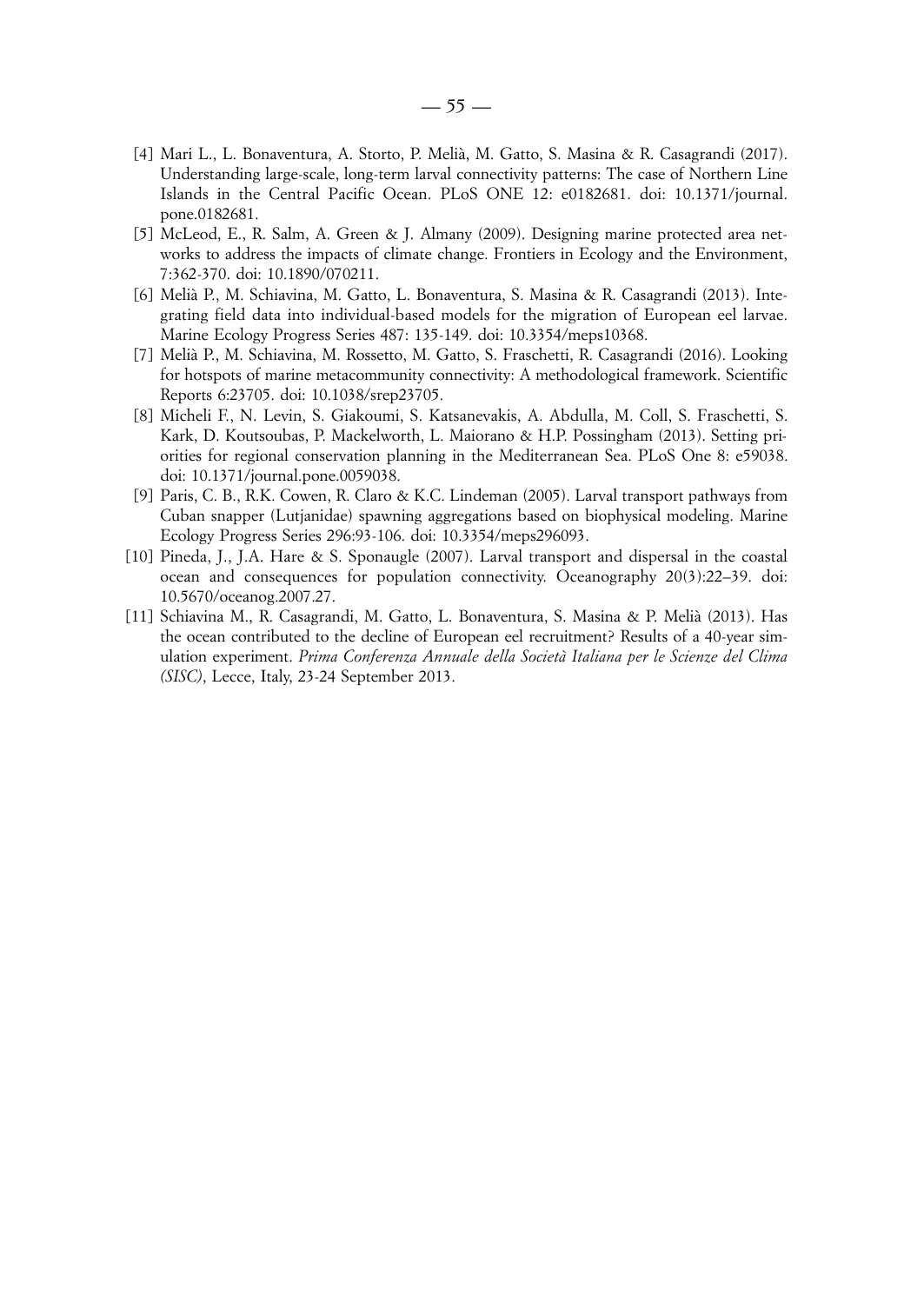[4] Mari L., L. Bonaventura, A. Storto, P. Melià, M. Gatto, S. Masina & R. Casagrandi (2017). Understanding large-scale, long-term larval connectivity patterns: The case of Northern Line Islands in the Central Pacific Ocean. PLoS ONE 12: e0182681. doi: 10.1371/journal.pone.0182681.

[5] McLeod, E., R. Salm, A. Green & J. Almany (2009). Designing marine protected area networks to address the impacts of climate change. Frontiers in Ecology and the Environment, 7:362-370. doi: 10.1890/070211.

[6] Melià P., M. Schiavina, M. Gatto, L. Bonaventura, S. Masina & R. Casagrandi (2013). Integrating field data into individual-based models for the migration of European eel larvae. Marine Ecology Progress Series 487: 135-149. doi: 10.3354/meps10368.

[7] Melià P., M. Schiavina, M. Rossetto, M. Gatto, S. Fraschetti, R. Casagrandi (2016). Looking for hotspots of marine metacommunity connectivity: A methodological framework. Scientific Reports 6:23705. doi: 10.1038/srep23705.

[8] Micheli F., N. Levin, S. Giakoumi, S. Katsanevakis, A. Abdulla, M. Coll, S. Fraschetti, S. Kark, D. Koutsoubas, P. Mackelworth, L. Maiorano & H.P. Possingham (2013). Setting priorities for regional conservation planning in the Mediterranean Sea. PLoS One 8: e59038. doi: 10.1371/journal.pone.0059038.

[9] Paris, C. B., R.K. Cowen, R. Claro & K.C. Lindeman (2005). Larval transport pathways from Cuban snapper (Lutjanidae) spawning aggregations based on biophysical modeling. Marine Ecology Progress Series 296:93-106. doi: 10.3354/meps296093.

[10] Pineda, J., J.A. Hare & S. Sponaugle (2007). Larval transport and dispersal in the coastal ocean and consequences for population connectivity. Oceanography 20(3):22–39. doi: 10.5670/oceanog.2007.27.

[11] Schiavina M., R. Casagrandi, M. Gatto, L. Bonaventura, S. Masina & P. Melià (2013). Has the ocean contributed to the decline of European eel recruitment? Results of a 40-year simulation experiment. *Prima Conferenza Annuale della Società Italiana per le Scienze del Clima (SISC)*, Lecce, Italy, 23-24 September 2013.